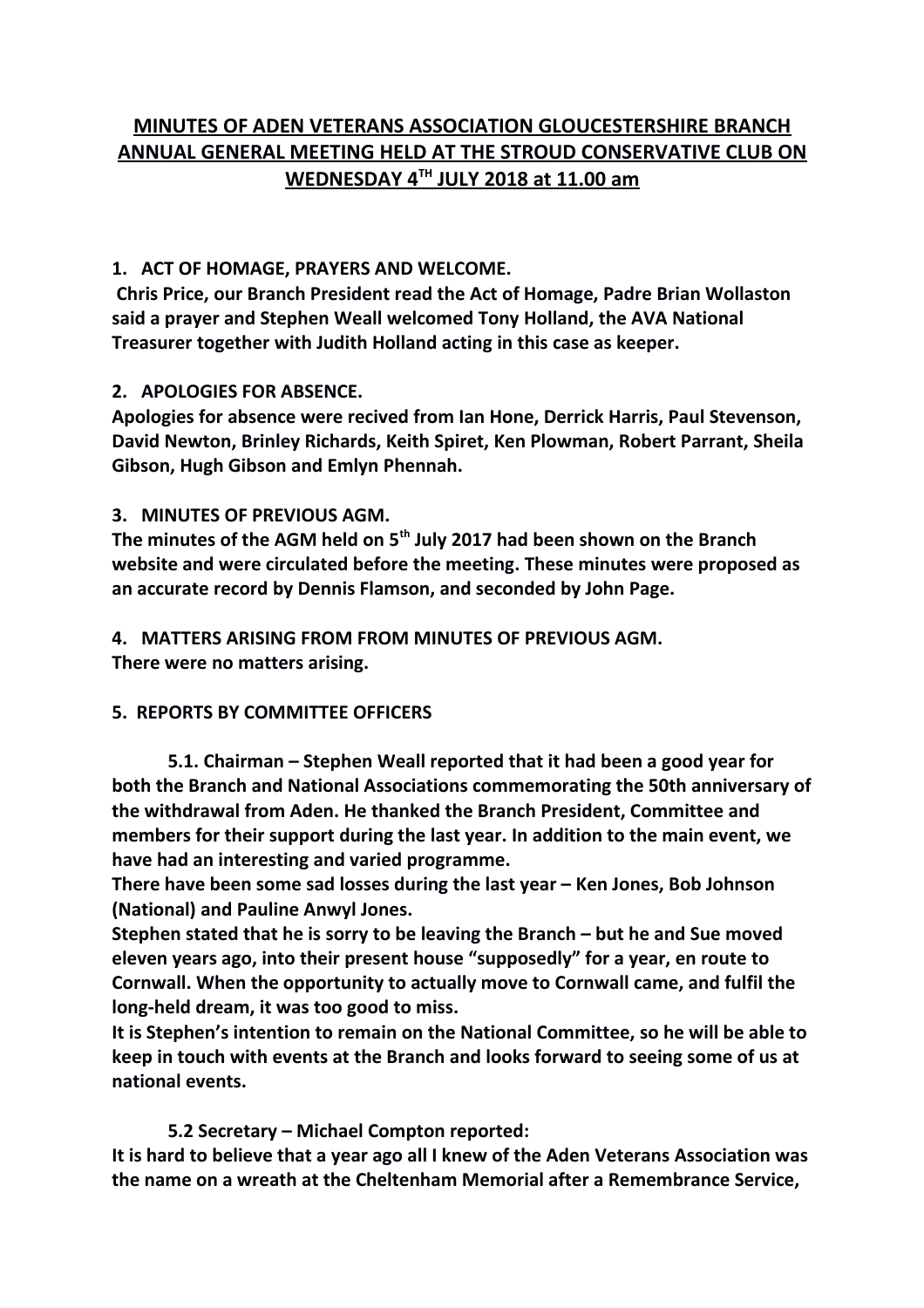# MINUTES OF ADEN VETERANS ASSOCIATION GLOUCESTERSHIRE BRANCH ANNUAL GENERAL MEETING HELD AT THE STROUD CONSERVATIVE CLUB ON WEDNESDAY 4TH JULY 2018 at 11.00 am

**1. ACT OF HOMAGE, PRAYERS AND WELCOME.**

**Chris Price, our Branch President read the Act of Homage, Padre Brian Wollaston said a prayer and Stephen Weall welcomed Tony Holland, the AVA National Treasurer together with Judith Holland acting in this case as keeper.**

**2. APOLOGIES FOR ABSENCE.**

**Apologies for absence were recived from Ian Hone, Derrick Harris, Paul Stevenson, David Newton, Brinley Richards, Keith Spiret, Ken Plowman, Robert Parrant, Sheila Gibson, Hugh Gibson and Emlyn Phennah.**

**3. MINUTES OF PREVIOUS AGM.**

**The minutes of the AGM held on 5th July 2017 had been shown on the Branch website and were circulated before the meeting. These minutes were proposed as an accurate record by Dennis Flamson, and seconded by John Page.**

**4. MATTERS ARISING FROM FROM MINUTES OF PREVIOUS AGM.**

**There were no matters arising.**

**5. REPORTS BY COMMITTEE OFFICERS**

**5.1. Chairman – Stephen Weall reported that it had been a good year for both the Branch and National Associations commemorating the 50th anniversary of the withdrawal from Aden. He thanked the Branch President, Committee and members for their support during the last year. In addition to the main event, we have had an interesting and varied programme.**

**There have been some sad losses during the last year – Ken Jones, Bob Johnson (National) and Pauline Anwyl Jones.**

**Stephen stated that he is sorry to be leaving the Branch – but he and Sue moved eleven years ago, into their present house "supposedly" for a year, en route to Cornwall. When the opportunity to actually move to Cornwall came, and fulfil the long-held dream, it was too good to miss.**

**It is Stephen's intention to remain on the National Committee, so he will be able to keep in touch with events at the Branch and looks forward to seeing some of us at national events.**

**5.2 Secretary – Michael Compton reported:**

**It is hard to believe that a year ago all I knew of the Aden Veterans Association was the name on a wreath at the Cheltenham Memorial after a Remembrance Service,**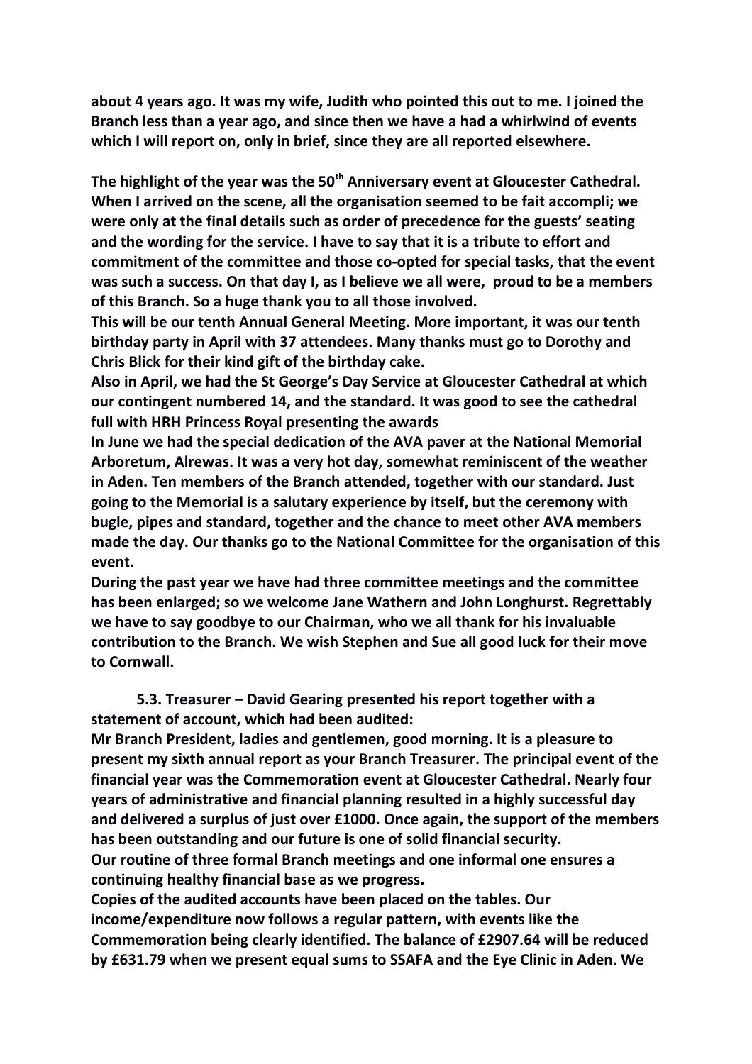**about 4 years ago. It was my wife, Judith who pointed this out to me. I joined the Branch less than a year ago, and since then we have a had a whirlwind of events which I will report on, only in brief, since they are all reported elsewhere.**

**The highlight of the year was the 50th Anniversary event at Gloucester Cathedral. When I arrived on the scene, all the organisation seemed to be fait accompli; we were only at the final details such as order of precedence for the guests' seating and the wording for the service. I have to say that it is a tribute to effort and commitment of the committee and those co-opted for special tasks, that the event was such a success. On that day I, as I believe we all were, proud to be a members of this Branch. So a huge thank you to all those involved.**

**This will be our tenth Annual General Meeting. More important, it was our tenth birthday party in April with 37 attendees. Many thanks must go to Dorothy and Chris Blick for their kind gift of the birthday cake.**

**Also in April, we had the St George's Day Service at Gloucester Cathedral at which our contingent numbered 14, and the standard. It was good to see the cathedral full with HRH Princess Royal presenting the awards**

**In June we had the special dedication of the AVA paver at the National Memorial Arboretum, Alrewas. It was a very hot day, somewhat reminiscent of the weather in Aden. Ten members of the Branch attended, together with our standard. Just going to the Memorial is a salutary experience by itself, but the ceremony with bugle, pipes and standard, together and the chance to meet other AVA members made the day. Our thanks go to the National Committee for the organisation of this event.**

**During the past year we have had three committee meetings and the committee has been enlarged; so we welcome Jane Wathern and John Longhurst. Regrettably we have to say goodbye to our Chairman, who we all thank for his invaluable contribution to the Branch. We wish Stephen and Sue all good luck for their move to Cornwall.**

**5.3. Treasurer – David Gearing presented his report together with a statement of account, which had been audited:**

**Mr Branch President, ladies and gentlemen, good morning. It is a pleasure to present my sixth annual report as your Branch Treasurer. The principal event of the financial year was the Commemoration event at Gloucester Cathedral. Nearly four years of administrative and financial planning resulted in a highly successful day and delivered a surplus of just over £1000. Once again, the support of the members has been outstanding and our future is one of solid financial security.**

**Our routine of three formal Branch meetings and one informal one ensures a continuing healthy financial base as we progress.**

**Copies of the audited accounts have been placed on the tables. Our income/expenditure now follows a regular pattern, with events like the Commemoration being clearly identified. The balance of £2907.64 will be reduced by £631.79 when we present equal sums to SSAFA and the Eye Clinic in Aden. We**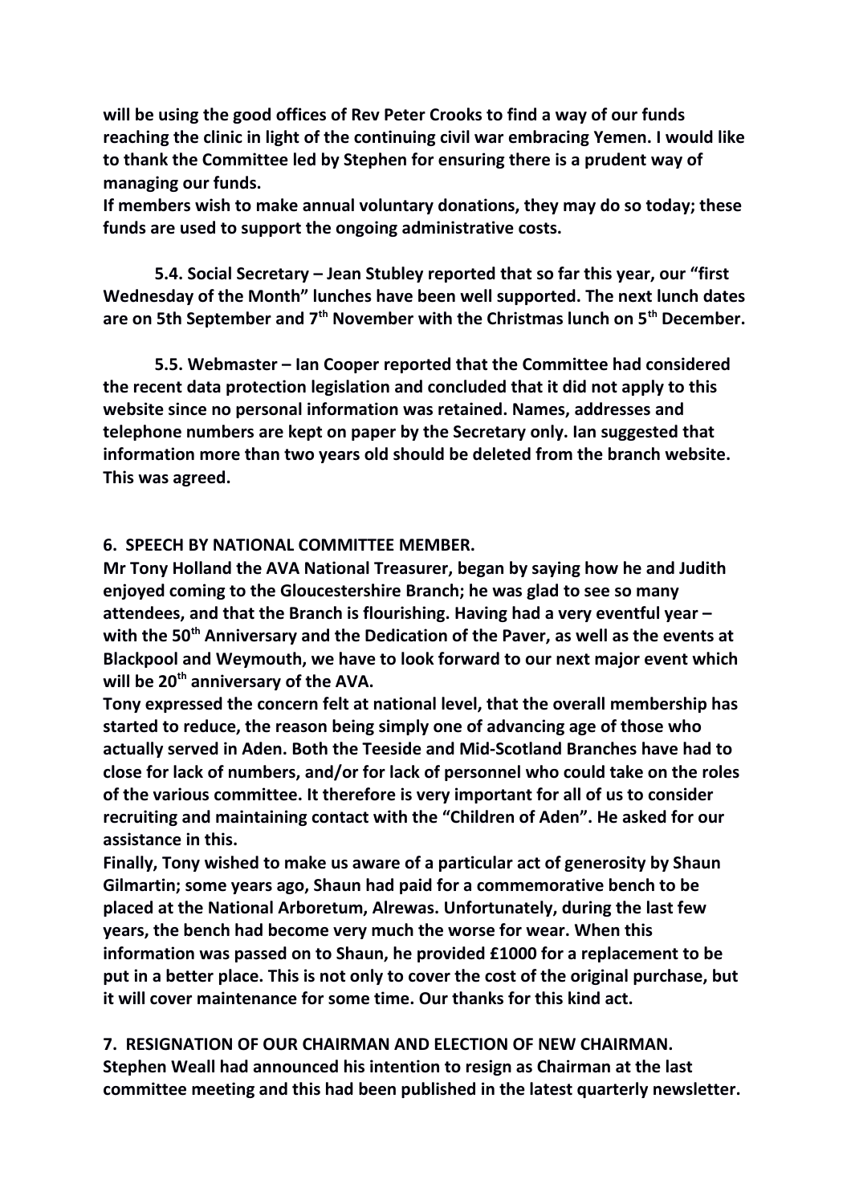**will be using the good offices of Rev Peter Crooks to find a way of our funds reaching the clinic in light of the continuing civil war embracing Yemen. I would like to thank the Committee led by Stephen for ensuring there is a prudent way of managing our funds.**
**If members wish to make annual voluntary donations, they may do so today; these funds are used to support the ongoing administrative costs.**

**5.4. Social Secretary – Jean Stubley reported that so far this year, our "first Wednesday of the Month" lunches have been well supported. The next lunch dates are on 5th September and 7th November with the Christmas lunch on 5th December.**

**5.5. Webmaster – Ian Cooper reported that the Committee had considered the recent data protection legislation and concluded that it did not apply to this website since no personal information was retained. Names, addresses and telephone numbers are kept on paper by the Secretary only. Ian suggested that information more than two years old should be deleted from the branch website. This was agreed.**

**6. SPEECH BY NATIONAL COMMITTEE MEMBER.**

**Mr Tony Holland the AVA National Treasurer, began by saying how he and Judith enjoyed coming to the Gloucestershire Branch; he was glad to see so many attendees, and that the Branch is flourishing. Having had a very eventful year – with the 50th Anniversary and the Dedication of the Paver, as well as the events at Blackpool and Weymouth, we have to look forward to our next major event which will be 20th anniversary of the AVA.**

**Tony expressed the concern felt at national level, that the overall membership has started to reduce, the reason being simply one of advancing age of those who actually served in Aden. Both the Teeside and Mid-Scotland Branches have had to close for lack of numbers, and/or for lack of personnel who could take on the roles of the various committee. It therefore is very important for all of us to consider recruiting and maintaining contact with the "Children of Aden". He asked for our assistance in this.**

**Finally, Tony wished to make us aware of a particular act of generosity by Shaun Gilmartin; some years ago, Shaun had paid for a commemorative bench to be placed at the National Arboretum, Alrewas. Unfortunately, during the last few years, the bench had become very much the worse for wear. When this information was passed on to Shaun, he provided £1000 for a replacement to be put in a better place. This is not only to cover the cost of the original purchase, but it will cover maintenance for some time. Our thanks for this kind act.**

**7. RESIGNATION OF OUR CHAIRMAN AND ELECTION OF NEW CHAIRMAN.**

**Stephen Weall had announced his intention to resign as Chairman at the last committee meeting and this had been published in the latest quarterly newsletter.**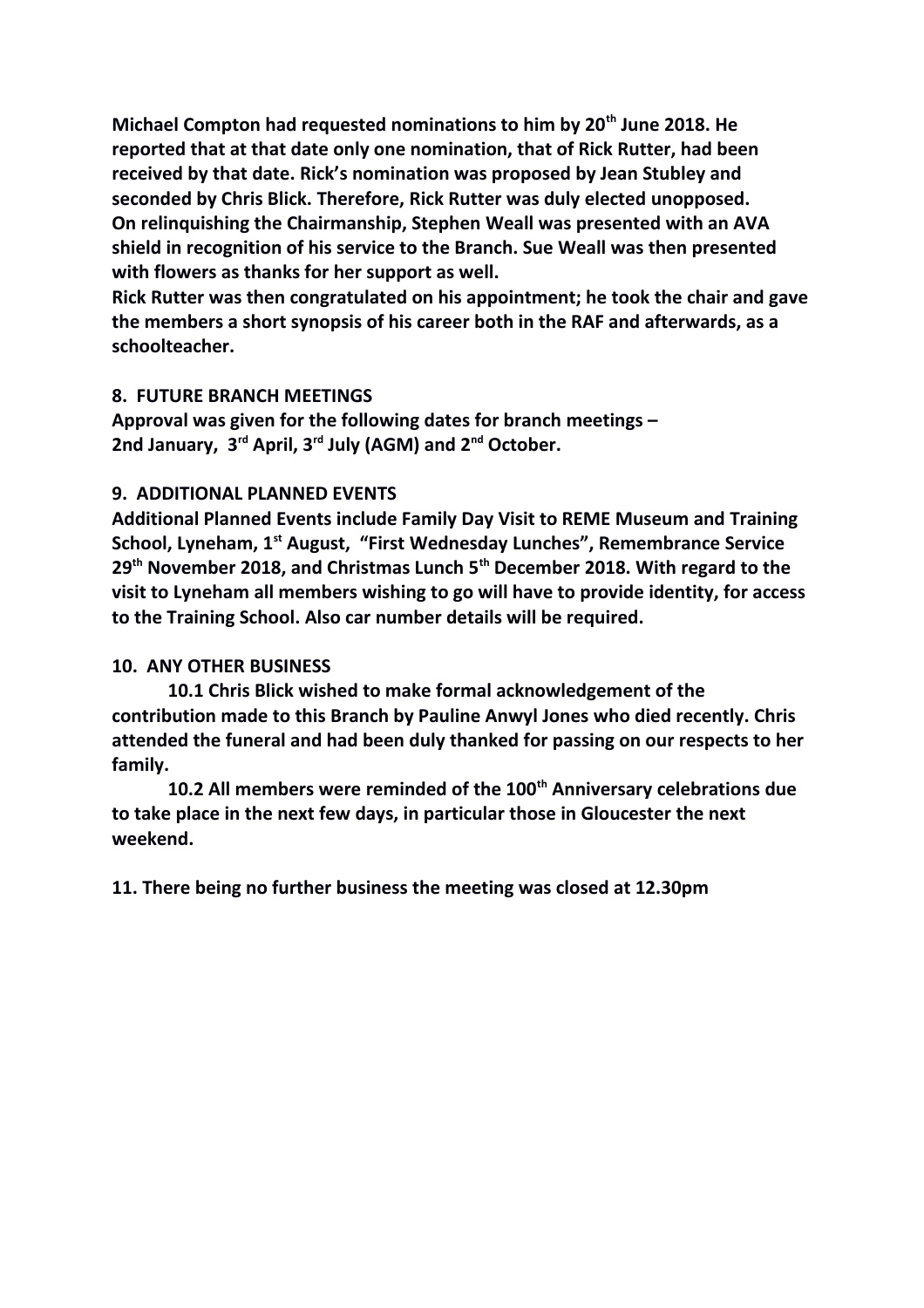**Michael Compton had requested nominations to him by 20th June 2018. He reported that at that date only one nomination, that of Rick Rutter, had been received by that date. Rick's nomination was proposed by Jean Stubley and seconded by Chris Blick. Therefore, Rick Rutter was duly elected unopposed. On relinquishing the Chairmanship, Stephen Weall was presented with an AVA shield in recognition of his service to the Branch. Sue Weall was then presented with flowers as thanks for her support as well.**

**Rick Rutter was then congratulated on his appointment; he took the chair and gave the members a short synopsis of his career both in the RAF and afterwards, as a schoolteacher.**

**8. FUTURE BRANCH MEETINGS**

**Approval was given for the following dates for branch meetings – 2nd January, 3rd April, 3rd July (AGM) and 2nd October.**

**9. ADDITIONAL PLANNED EVENTS**

**Additional Planned Events include Family Day Visit to REME Museum and Training School, Lyneham, 1st August, "First Wednesday Lunches", Remembrance Service 29th November 2018, and Christmas Lunch 5th December 2018. With regard to the visit to Lyneham all members wishing to go will have to provide identity, for access to the Training School. Also car number details will be required.**

**10. ANY OTHER BUSINESS**

**10.1 Chris Blick wished to make formal acknowledgement of the contribution made to this Branch by Pauline Anwyl Jones who died recently. Chris attended the funeral and had been duly thanked for passing on our respects to her family.**

**10.2 All members were reminded of the 100th Anniversary celebrations due to take place in the next few days, in particular those in Gloucester the next weekend.**

**11. There being no further business the meeting was closed at 12.30pm**